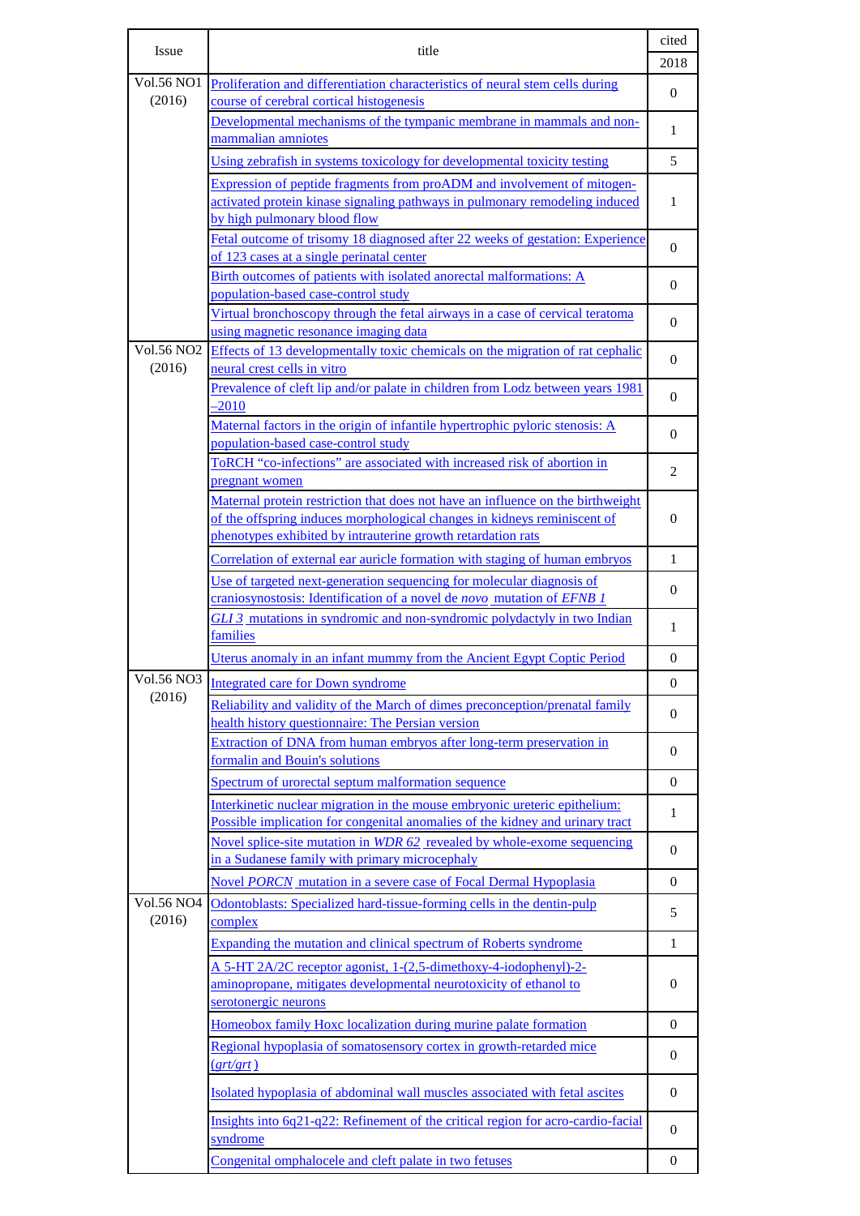| Issue | title | cited |
|---|---|---|
| | | 2018 |
| Vol.56 NO1 (2016) | Proliferation and differentiation characteristics of neural stem cells during course of cerebral cortical histogenesis | 0 |
| | Developmental mechanisms of the tympanic membrane in mammals and non-mammalian amniotes | 1 |
| | Using zebrafish in systems toxicology for developmental toxicity testing | 5 |
| | Expression of peptide fragments from proADM and involvement of mitogen-activated protein kinase signaling pathways in pulmonary remodeling induced by high pulmonary blood flow | 1 |
| | Fetal outcome of trisomy 18 diagnosed after 22 weeks of gestation: Experience of 123 cases at a single perinatal center | 0 |
| | Birth outcomes of patients with isolated anorectal malformations: A population-based case-control study | 0 |
| | Virtual bronchoscopy through the fetal airways in a case of cervical teratoma using magnetic resonance imaging data | 0 |
| Vol.56 NO2 (2016) | Effects of 13 developmentally toxic chemicals on the migration of rat cephalic neural crest cells in vitro | 0 |
| | Prevalence of cleft lip and/or palate in children from Lodz between years 1981–2010 | 0 |
| | Maternal factors in the origin of infantile hypertrophic pyloric stenosis: A population-based case-control study | 0 |
| | ToRCH “co-infections” are associated with increased risk of abortion in pregnant women | 2 |
| | Maternal protein restriction that does not have an influence on the birthweight of the offspring induces morphological changes in kidneys reminiscent of phenotypes exhibited by intrauterine growth retardation rats | 0 |
| | Correlation of external ear auricle formation with staging of human embryos | 1 |
| | Use of targeted next-generation sequencing for molecular diagnosis of craniosynostosis: Identification of a novel de *novo* mutation of *EFNB 1* | 0 |
| | *GLI 3* mutations in syndromic and non-syndromic polydactyly in two Indian families | 1 |
| | Uterus anomaly in an infant mummy from the Ancient Egypt Coptic Period | 0 |
| Vol.56 NO3 (2016) | Integrated care for Down syndrome | 0 |
| | Reliability and validity of the March of dimes preconception/prenatal family health history questionnaire: The Persian version | 0 |
| | Extraction of DNA from human embryos after long-term preservation in formalin and Bouin's solutions | 0 |
| | Spectrum of urorectal septum malformation sequence | 0 |
| | Interkinetic nuclear migration in the mouse embryonic ureteric epithelium: Possible implication for congenital anomalies of the kidney and urinary tract | 1 |
| | Novel splice-site mutation in *WDR 62* revealed by whole-exome sequencing in a Sudanese family with primary microcephaly | 0 |
| | Novel *PORCN* mutation in a severe case of Focal Dermal Hypoplasia | 0 |
| Vol.56 NO4 (2016) | Odontoblasts: Specialized hard-tissue-forming cells in the dentin-pulp complex | 5 |
| | Expanding the mutation and clinical spectrum of Roberts syndrome | 1 |
| | A 5-HT 2A/2C receptor agonist, 1-(2,5-dimethoxy-4-iodophenyl)-2-aminopropane, mitigates developmental neurotoxicity of ethanol to serotonergic neurons | 0 |
| | Homeobox family Hoxc localization during murine palate formation | 0 |
| | Regional hypoplasia of somatosensory cortex in growth-retarded mice (*grt/grt* ) | 0 |
| | Isolated hypoplasia of abdominal wall muscles associated with fetal ascites | 0 |
| | Insights into 6q21-q22: Refinement of the critical region for acro-cardio-facial syndrome | 0 |
| | Congenital omphalocele and cleft palate in two fetuses | 0 |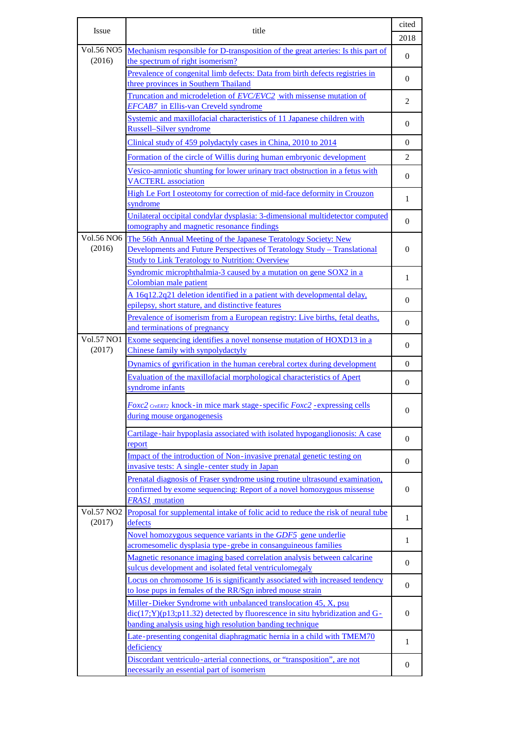| Issue | title | cited |
|---|---|---|
| | | 2018 |
| Vol.56 NO5 (2016) | Mechanism responsible for D-transposition of the great arteries: Is this part of the spectrum of right isomerism? | 0 |
| | Prevalence of congenital limb defects: Data from birth defects registries in three provinces in Southern Thailand | 0 |
| | Truncation and microdeletion of *EVC/EVC2* with missense mutation of *EFCAB7* in Ellis-van Creveld syndrome | 2 |
| | Systemic and maxillofacial characteristics of 11 Japanese children with Russell–Silver syndrome | 0 |
| | Clinical study of 459 polydactyly cases in China, 2010 to 2014 | 0 |
| | Formation of the circle of Willis during human embryonic development | 2 |
| | Vesico-amniotic shunting for lower urinary tract obstruction in a fetus with VACTERL association | 0 |
| | High Le Fort I osteotomy for correction of mid-face deformity in Crouzon syndrome | 1 |
| | Unilateral occipital condylar dysplasia: 3-dimensional multidetector computed tomography and magnetic resonance findings | 0 |
| Vol.56 NO6 (2016) | The 56th Annual Meeting of the Japanese Teratology Society: New Developments and Future Perspectives of Teratology Study – Translational Study to Link Teratology to Nutrition: Overview | 0 |
| | Syndromic microphthalmia-3 caused by a mutation on gene SOX2 in a Colombian male patient | 1 |
| | A 16q12.2q21 deletion identified in a patient with developmental delay, epilepsy, short stature, and distinctive features | 0 |
| | Prevalence of isomerism from a European registry: Live births, fetal deaths, and terminations of pregnancy | 0 |
| Vol.57 NO1 (2017) | Exome sequencing identifies a novel nonsense mutation of HOXD13 in a Chinese family with synpolydactyly | 0 |
| | Dynamics of gyrification in the human cerebral cortex during development | 0 |
| | Evaluation of the maxillofacial morphological characteristics of Apert syndrome infants | 0 |
| | *Foxc2* $^{CreERT2}$ knock-in mice mark stage-specific *Foxc2* -expressing cells during mouse organogenesis | 0 |
| | Cartilage-hair hypoplasia associated with isolated hypoganglionosis: A case report | 0 |
| | Impact of the introduction of Non-invasive prenatal genetic testing on invasive tests: A single-center study in Japan | 0 |
| | Prenatal diagnosis of Fraser syndrome using routine ultrasound examination, confirmed by exome sequencing: Report of a novel homozygous missense *FRAS1* mutation | 0 |
| Vol.57 NO2 (2017) | Proposal for supplemental intake of folic acid to reduce the risk of neural tube defects | 1 |
| | Novel homozygous sequence variants in the *GDF5* gene underlie acromesomelic dysplasia type-grebe in consanguineous families | 1 |
| | Magnetic resonance imaging based correlation analysis between calcarine sulcus development and isolated fetal ventriculomegaly | 0 |
| | Locus on chromosome 16 is significantly associated with increased tendency to lose pups in females of the RR/Sgn inbred mouse strain | 0 |
| | Miller-Dieker Syndrome with unbalanced translocation 45, X, psu dic(17;Y)(p13;p11.32) detected by fluorescence in situ hybridization and G-banding analysis using high resolution banding technique | 0 |
| | Late-presenting congenital diaphragmatic hernia in a child with TMEM70 deficiency | 1 |
| | Discordant ventriculo-arterial connections, or “transposition”, are not necessarily an essential part of isomerism | 0 |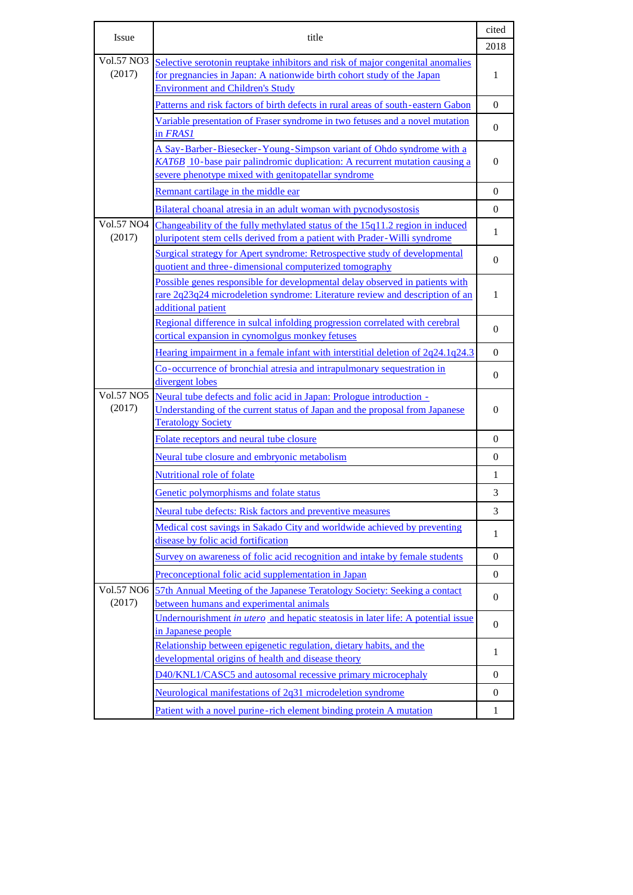| Issue | title | cited 2018 |
|---|---|---|
| Vol.57 NO3 (2017) | Selective serotonin reuptake inhibitors and risk of major congenital anomalies for pregnancies in Japan: A nationwide birth cohort study of the Japan Environment and Children's Study | 1 |
| | Patterns and risk factors of birth defects in rural areas of south-eastern Gabon | 0 |
| | Variable presentation of Fraser syndrome in two fetuses and a novel mutation in *FRAS1* | 0 |
| | A Say-Barber-Biesecker-Young-Simpson variant of Ohdo syndrome with a *KAT6B* 10-base pair palindromic duplication: A recurrent mutation causing a severe phenotype mixed with genitopatellar syndrome | 0 |
| | Remnant cartilage in the middle ear | 0 |
| | Bilateral choanal atresia in an adult woman with pycnodysostosis | 0 |
| Vol.57 NO4 (2017) | Changeability of the fully methylated status of the 15q11.2 region in induced pluripotent stem cells derived from a patient with Prader-Willi syndrome | 1 |
| | Surgical strategy for Apert syndrome: Retrospective study of developmental quotient and three-dimensional computerized tomography | 0 |
| | Possible genes responsible for developmental delay observed in patients with rare 2q23q24 microdeletion syndrome: Literature review and description of an additional patient | 1 |
| | Regional difference in sulcal infolding progression correlated with cerebral cortical expansion in cynomolgus monkey fetuses | 0 |
| | Hearing impairment in a female infant with interstitial deletion of 2q24.1q24.3 | 0 |
| | Co-occurrence of bronchial atresia and intrapulmonary sequestration in divergent lobes | 0 |
| Vol.57 NO5 (2017) | Neural tube defects and folic acid in Japan: Prologue introduction - Understanding of the current status of Japan and the proposal from Japanese Teratology Society | 0 |
| | Folate receptors and neural tube closure | 0 |
| | Neural tube closure and embryonic metabolism | 0 |
| | Nutritional role of folate | 1 |
| | Genetic polymorphisms and folate status | 3 |
| | Neural tube defects: Risk factors and preventive measures | 3 |
| | Medical cost savings in Sakado City and worldwide achieved by preventing disease by folic acid fortification | 1 |
| | Survey on awareness of folic acid recognition and intake by female students | 0 |
| | Preconceptional folic acid supplementation in Japan | 0 |
| Vol.57 NO6 (2017) | 57th Annual Meeting of the Japanese Teratology Society: Seeking a contact between humans and experimental animals | 0 |
| | Undernourishment *in utero* and hepatic steatosis in later life: A potential issue in Japanese people | 0 |
| | Relationship between epigenetic regulation, dietary habits, and the developmental origins of health and disease theory | 1 |
| | D40/KNL1/CASC5 and autosomal recessive primary microcephaly | 0 |
| | Neurological manifestations of 2q31 microdeletion syndrome | 0 |
| | Patient with a novel purine-rich element binding protein A mutation | 1 |